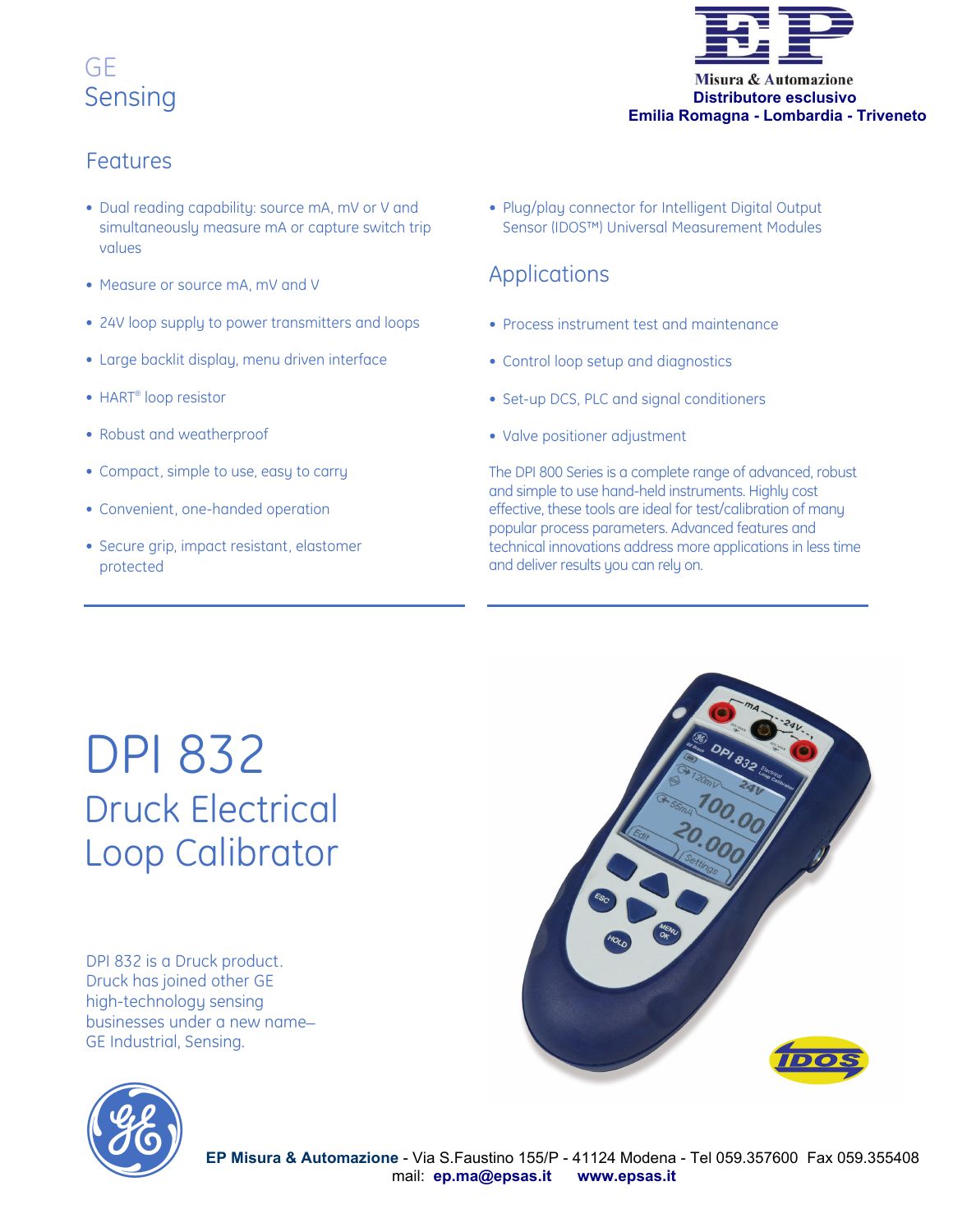GE
Sensing

Misura & Automazione
**Distributore esclusivo**
**Emilia Romagna - Lombardia - Triveneto**

## Features

- Dual reading capability: source mA, mV or V and simultaneously measure mA or capture switch trip values
- Measure or source mA, mV and V
- 24V loop supply to power transmitters and loops
- Large backlit display, menu driven interface
- HART® loop resistor
- Robust and weatherproof
- Compact, simple to use, easy to carry
- Convenient, one-handed operation
- Secure grip, impact resistant, elastomer protected
- Plug/play connector for Intelligent Digital Output Sensor (IDOS™) Universal Measurement Modules

## Applications

- Process instrument test and maintenance
- Control loop setup and diagnostics
- Set-up DCS, PLC and signal conditioners
- Valve positioner adjustment

The DPI 800 Series is a complete range of advanced, robust and simple to use hand-held instruments. Highly cost effective, these tools are ideal for test/calibration of many popular process parameters. Advanced features and technical innovations address more applications in less time and deliver results you can rely on.

# DPI 832

## Druck Electrical Loop Calibrator

DPI 832 is a Druck product. Druck has joined other GE high-technology sensing businesses under a new name– GE Industrial, Sensing.

**EP Misura & Automazione** - Via S.Faustino 155/P - 41124 Modena - Tel 059.357600 Fax 059.355408
mail: **ep.ma@epsas.it** **www.epsas.it**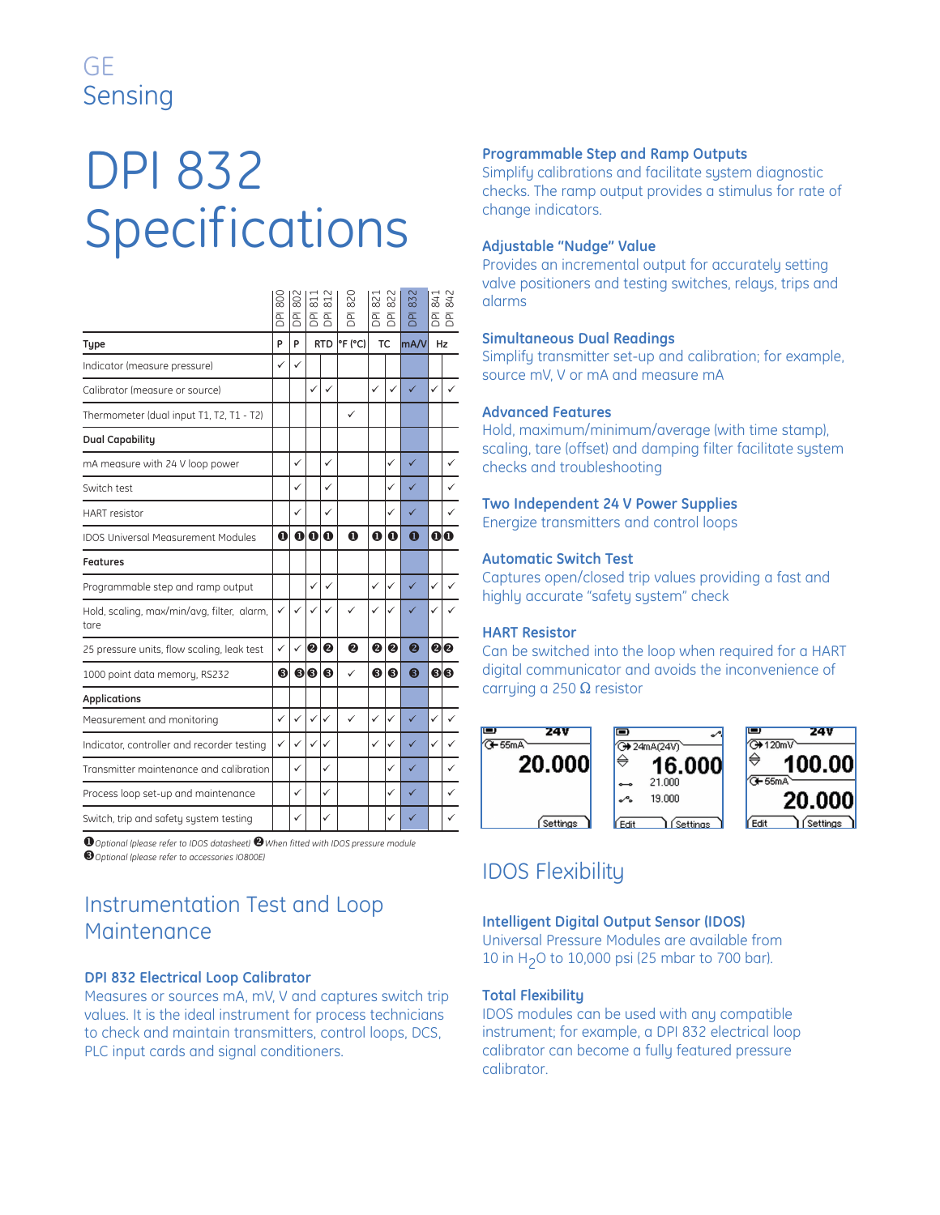# DPI 832 Specifications

| | DPI 800 | DPI 802 | DPI 811 | DPI 812 | DPI 820 | DPI 821 | DPI 822 | DPI 832 | DPI 841 | DPI 842 |
|---|---|---|---|---|---|---|---|---|---|---|
| **Type** | P | P | RTD | | °F (°C) | TC | | mA/V | Hz | |
| Indicator (measure pressure) | ✓ | ✓ | | | | | | | | |
| Calibrator (measure or source) | | | ✓ | ✓ | | ✓ | ✓ | ✓ | ✓ | ✓ |
| Thermometer (dual input T1, T2, T1 - T2) | | | | | ✓ | | | | | |
| **Dual Capability** | | | | | | | | | | |
| mA measure with 24 V loop power | | ✓ | | ✓ | | | ✓ | ✓ | | ✓ |
| Switch test | | ✓ | | ✓ | | | ✓ | ✓ | | ✓ |
| HART resistor | | ✓ | | ✓ | | | ✓ | ✓ | | ✓ |
| IDOS Universal Measurement Modules | ❶ | ❶ | ❶ | ❶ | ❶ | ❶ | ❶ | ❶ | ❶ | ❶ |
| **Features** | | | | | | | | | | |
| Programmable step and ramp output | | | ✓ | ✓ | | ✓ | ✓ | ✓ | ✓ | ✓ |
| Hold, scaling, max/min/avg, filter, alarm, tare | ✓ | ✓ | ✓ | ✓ | ✓ | ✓ | ✓ | ✓ | ✓ | ✓ |
| 25 pressure units, flow scaling, leak test | ✓ | ✓ | ❷ | ❷ | ❷ | ❷ | ❷ | ❷ | ❷ | ❷ |
| 1000 point data memory, RS232 | ❸ | ❸ | ❸ | ❸ | ✓ | ❸ | ❸ | ❸ | ❸ | ❸ |
| **Applications** | | | | | | | | | | |
| Measurement and monitoring | ✓ | ✓ | ✓ | ✓ | ✓ | ✓ | ✓ | ✓ | ✓ | ✓ |
| Indicator, controller and recorder testing | ✓ | ✓ | ✓ | ✓ | | ✓ | ✓ | ✓ | ✓ | ✓ |
| Transmitter maintenance and calibration | | ✓ | | ✓ | | | ✓ | ✓ | | ✓ |
| Process loop set-up and maintenance | | ✓ | | ✓ | | | ✓ | ✓ | | ✓ |
| Switch, trip and safety system testing | | ✓ | | ✓ | | | ✓ | ✓ | | ✓ |

*❶ Optional (please refer to IDOS datasheet) ❷ When fitted with IDOS pressure module*
*❸ Optional (please refer to accessories IO800E)*

## Instrumentation Test and Loop Maintenance

### DPI 832 Electrical Loop Calibrator

Measures or sources mA, mV, V and captures switch trip values. It is the ideal instrument for process technicians to check and maintain transmitters, control loops, DCS, PLC input cards and signal conditioners.

### Programmable Step and Ramp Outputs

Simplify calibrations and facilitate system diagnostic checks. The ramp output provides a stimulus for rate of change indicators.

### Adjustable "Nudge" Value

Provides an incremental output for accurately setting valve positioners and testing switches, relays, trips and alarms

### Simultaneous Dual Readings

Simplify transmitter set-up and calibration; for example, source mV, V or mA and measure mA

### Advanced Features

Hold, maximum/minimum/average (with time stamp), scaling, tare (offset) and damping filter facilitate system checks and troubleshooting

### Two Independent 24 V Power Supplies

Energize transmitters and control loops

### Automatic Switch Test

Captures open/closed trip values providing a fast and highly accurate "safety system" check

### HART Resistor

Can be switched into the loop when required for a HART digital communicator and avoids the inconvenience of carrying a 250 Ω resistor

## IDOS Flexibility

### Intelligent Digital Output Sensor (IDOS)

Universal Pressure Modules are available from 10 in $H_2O$ to 10,000 psi (25 mbar to 700 bar).

### Total Flexibility

IDOS modules can be used with any compatible instrument; for example, a DPI 832 electrical loop calibrator can become a fully featured pressure calibrator.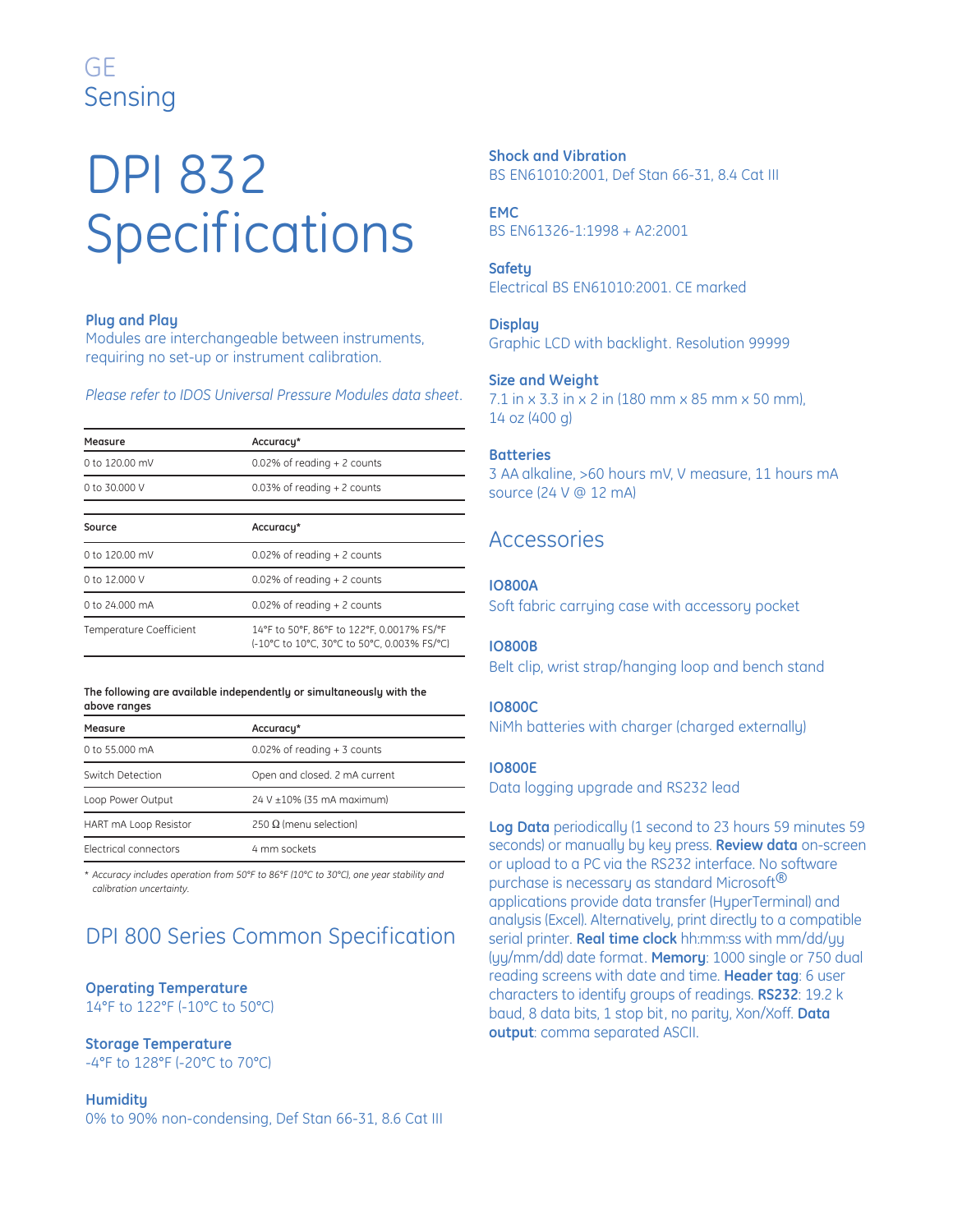GE
Sensing

# DPI 832 Specifications

### Plug and Play

Modules are interchangeable between instruments, requiring no set-up or instrument calibration.

*Please refer to IDOS Universal Pressure Modules data sheet.*

| Measure | Accuracy* |
|---|---|
| 0 to 120.00 mV | 0.02% of reading + 2 counts |
| 0 to 30.000 V | 0.03% of reading + 2 counts |

| Source | Accuracy* |
|---|---|
| 0 to 120.00 mV | 0.02% of reading + 2 counts |
| 0 to 12.000 V | 0.02% of reading + 2 counts |
| 0 to 24.000 mA | 0.02% of reading + 2 counts |
| Temperature Coefficient | 14°F to 50°F, 86°F to 122°F, 0.0017% FS/°F (-10°C to 10°C, 30°C to 50°C, 0.003% FS/°C) |

**The following are available independently or simultaneously with the above ranges**

| Measure | Accuracy* |
|---|---|
| 0 to 55.000 mA | 0.02% of reading + 3 counts |
| Switch Detection | Open and closed. 2 mA current |
| Loop Power Output | 24 V ±10% (35 mA maximum) |
| HART mA Loop Resistor | 250 Ω (menu selection) |
| Electrical connectors | 4 mm sockets |

\* *Accuracy includes operation from 50°F to 86°F (10°C to 30°C), one year stability and calibration uncertainty.*

## DPI 800 Series Common Specification

### Operating Temperature

14°F to 122°F (-10°C to 50°C)

### Storage Temperature

-4°F to 128°F (-20°C to 70°C)

### Humidity

0% to 90% non-condensing, Def Stan 66-31, 8.6 Cat III

### Shock and Vibration

BS EN61010:2001, Def Stan 66-31, 8.4 Cat III

### EMC

BS EN61326-1:1998 + A2:2001

### Safety

Electrical BS EN61010:2001. CE marked

### Display

Graphic LCD with backlight. Resolution 99999

### Size and Weight

7.1 in x 3.3 in x 2 in (180 mm x 85 mm x 50 mm), 14 oz (400 g)

### Batteries

3 AA alkaline, >60 hours mV, V measure, 11 hours mA source (24 V @ 12 mA)

## Accessories

### IO800A

Soft fabric carrying case with accessory pocket

### IO800B

Belt clip, wrist strap/hanging loop and bench stand

### IO800C

NiMh batteries with charger (charged externally)

### IO800E

Data logging upgrade and RS232 lead

**Log Data** periodically (1 second to 23 hours 59 minutes 59 seconds) or manually by key press. **Review data** on-screen or upload to a PC via the RS232 interface. No software purchase is necessary as standard Microsoft® applications provide data transfer (HyperTerminal) and analysis (Excel). Alternatively, print directly to a compatible serial printer. **Real time clock** hh:mm:ss with mm/dd/yy (yy/mm/dd) date format. **Memory**: 1000 single or 750 dual reading screens with date and time. **Header tag**: 6 user characters to identify groups of readings. **RS232**: 19.2 k baud, 8 data bits, 1 stop bit, no parity, Xon/Xoff. **Data output**: comma separated ASCII.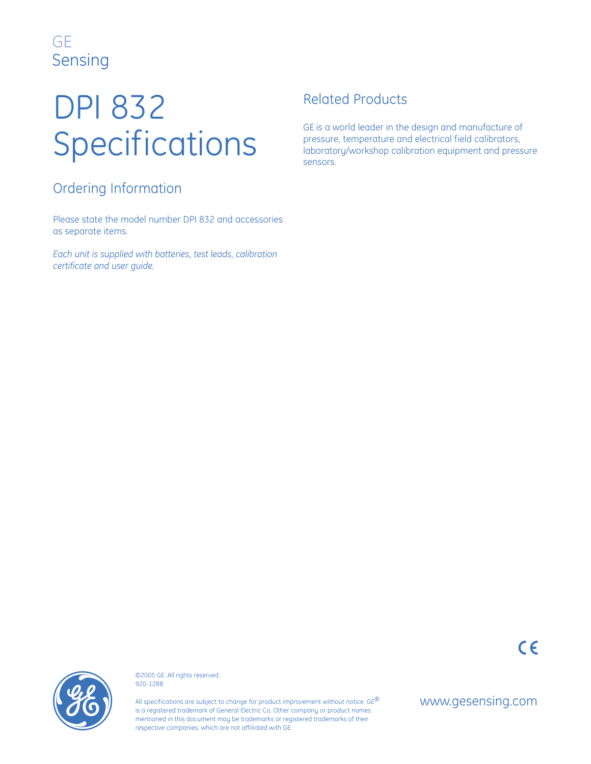GE
Sensing

# DPI 832 Specifications

## Ordering Information

Please state the model number DPI 832 and accessories as separate items.

*Each unit is supplied with batteries, test leads, calibration certificate and user guide.*

## Related Products

GE is a world leader in the design and manufacture of pressure, temperature and electrical field calibrators, laboratory/workshop calibration equipment and pressure sensors.

©2005 GE. All rights reserved.
920-128B

All specifications are subject to change for product improvement without notice. GE® is a registered trademark of General Electric Co. Other company or product names mentioned in this document may be trademarks or registered trademarks of their respective companies, which are not affiliated with GE.

www.gesensing.com